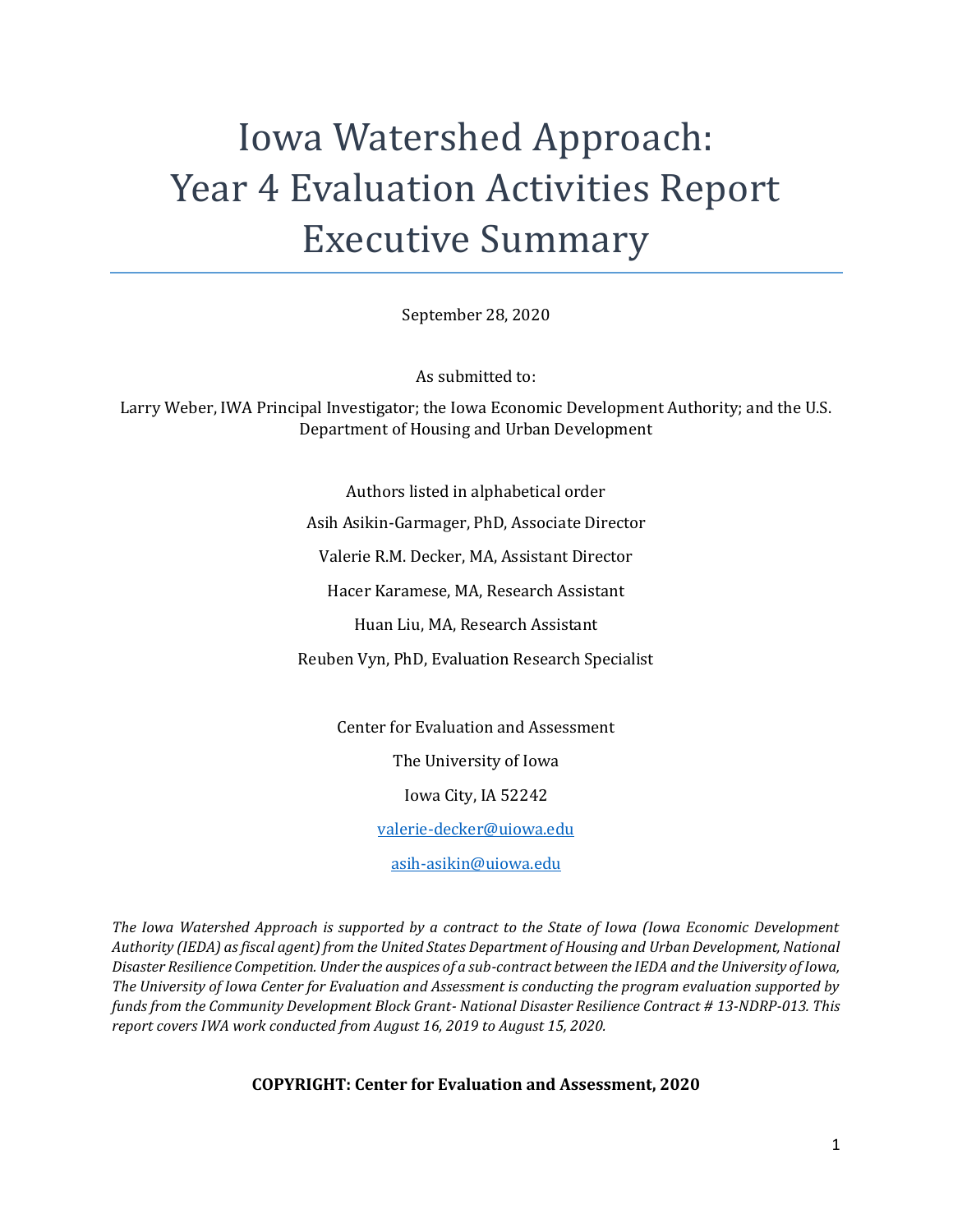# Iowa Watershed Approach: Year 4 Evaluation Activities Report Executive Summary

September 28, 2020

As submitted to:

Larry Weber, IWA Principal Investigator; the Iowa Economic Development Authority; and the U.S. Department of Housing and Urban Development

Authors listed in alphabetical order

Asih Asikin-Garmager, PhD, Associate Director

Valerie R.M. Decker, MA, Assistant Director

Hacer Karamese, MA, Research Assistant

Huan Liu, MA, Research Assistant

Reuben Vyn, PhD, Evaluation Research Specialist

Center for Evaluation and Assessment

The University of Iowa

Iowa City, IA 52242

valerie-decker@uiowa.edu

asih-asikin@uiowa.edu

*The Iowa Watershed Approach is supported by a contract to the State of Iowa (Iowa Economic Development Authority (IEDA) as fiscal agent) from the United States Department of Housing and Urban Development, National Disaster Resilience Competition. Under the auspices of a sub-contract between the IEDA and the University of Iowa, The University of Iowa Center for Evaluation and Assessment is conducting the program evaluation supported by funds from the Community Development Block Grant- National Disaster Resilience Contract # 13-NDRP-013. This report covers IWA work conducted from August 16, 2019 to August 15, 2020.*

**COPYRIGHT: Center for Evaluation and Assessment, 2020**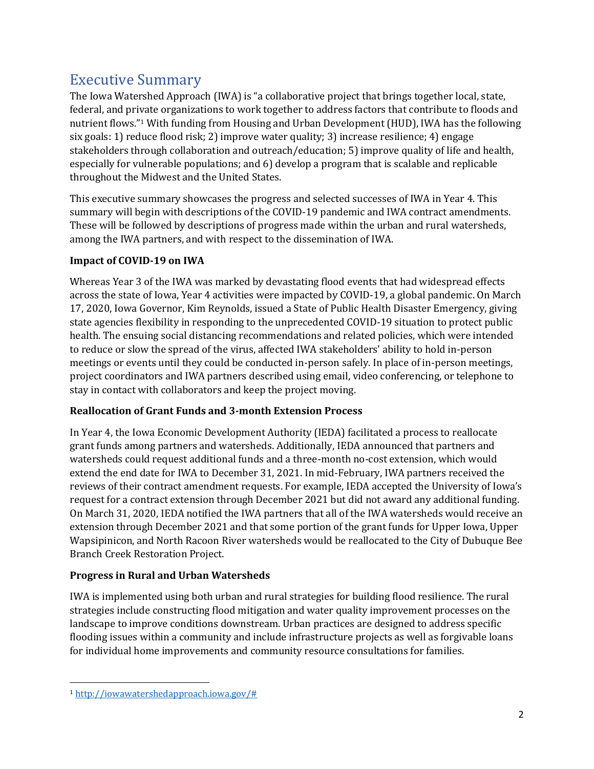# Executive Summary

The Iowa Watershed Approach (IWA) is "a collaborative project that brings together local, state, federal, and private organizations to work together to address factors that contribute to floods and nutrient flows."[1] With funding from Housing and Urban Development (HUD), IWA has the following six goals: 1) reduce flood risk; 2) improve water quality; 3) increase resilience; 4) engage stakeholders through collaboration and outreach/education; 5) improve quality of life and health, especially for vulnerable populations; and 6) develop a program that is scalable and replicable throughout the Midwest and the United States.

This executive summary showcases the progress and selected successes of IWA in Year 4. This summary will begin with descriptions of the COVID-19 pandemic and IWA contract amendments. These will be followed by descriptions of progress made within the urban and rural watersheds, among the IWA partners, and with respect to the dissemination of IWA.

**Impact of COVID-19 on IWA**

Whereas Year 3 of the IWA was marked by devastating flood events that had widespread effects across the state of Iowa, Year 4 activities were impacted by COVID-19, a global pandemic. On March 17, 2020, Iowa Governor, Kim Reynolds, issued a State of Public Health Disaster Emergency, giving state agencies flexibility in responding to the unprecedented COVID-19 situation to protect public health. The ensuing social distancing recommendations and related policies, which were intended to reduce or slow the spread of the virus, affected IWA stakeholders' ability to hold in-person meetings or events until they could be conducted in-person safely. In place of in-person meetings, project coordinators and IWA partners described using email, video conferencing, or telephone to stay in contact with collaborators and keep the project moving.

**Reallocation of Grant Funds and 3-month Extension Process**

In Year 4, the Iowa Economic Development Authority (IEDA) facilitated a process to reallocate grant funds among partners and watersheds. Additionally, IEDA announced that partners and watersheds could request additional funds and a three-month no-cost extension, which would extend the end date for IWA to December 31, 2021. In mid-February, IWA partners received the reviews of their contract amendment requests. For example, IEDA accepted the University of Iowa's request for a contract extension through December 2021 but did not award any additional funding. On March 31, 2020, IEDA notified the IWA partners that all of the IWA watersheds would receive an extension through December 2021 and that some portion of the grant funds for Upper Iowa, Upper Wapsipinicon, and North Racoon River watersheds would be reallocated to the City of Dubuque Bee Branch Creek Restoration Project.

**Progress in Rural and Urban Watersheds**

IWA is implemented using both urban and rural strategies for building flood resilience. The rural strategies include constructing flood mitigation and water quality improvement processes on the landscape to improve conditions downstream. Urban practices are designed to address specific flooding issues within a community and include infrastructure projects as well as forgivable loans for individual home improvements and community resource consultations for families.

[1] http://iowawatershedapproach.iowa.gov/#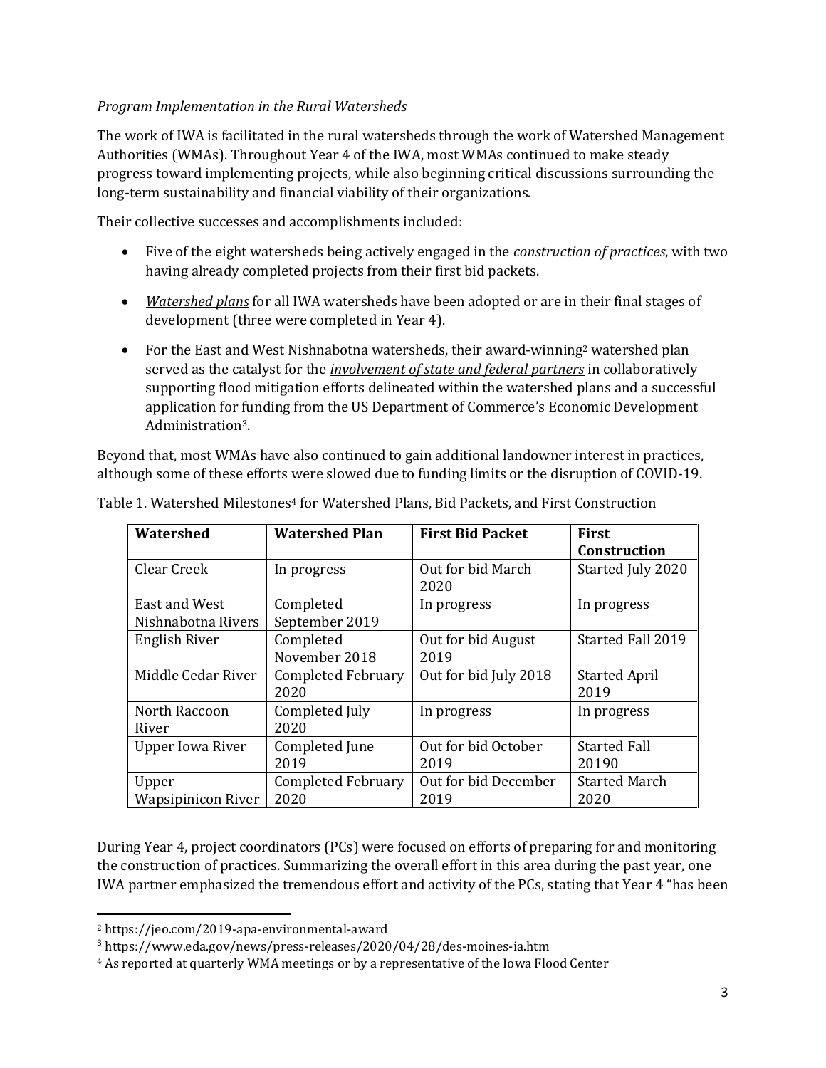*Program Implementation in the Rural Watersheds*

The work of IWA is facilitated in the rural watersheds through the work of Watershed Management Authorities (WMAs). Throughout Year 4 of the IWA, most WMAs continued to make steady progress toward implementing projects, while also beginning critical discussions surrounding the long-term sustainability and financial viability of their organizations.

Their collective successes and accomplishments included:

- Five of the eight watersheds being actively engaged in the ***construction of practices***, with two having already completed projects from their first bid packets.
- ***Watershed plans*** for all IWA watersheds have been adopted or are in their final stages of development (three were completed in Year 4).
- For the East and West Nishnabotna watersheds, their award-winning[2] watershed plan served as the catalyst for the ***involvement of state and federal partners*** in collaboratively supporting flood mitigation efforts delineated within the watershed plans and a successful application for funding from the US Department of Commerce's Economic Development Administration[3].

Beyond that, most WMAs have also continued to gain additional landowner interest in practices, although some of these efforts were slowed due to funding limits or the disruption of COVID-19.

Table 1. Watershed Milestones[4] for Watershed Plans, Bid Packets, and First Construction

| Watershed | Watershed Plan | First Bid Packet | First Construction |
|---|---|---|---|
| Clear Creek | In progress | Out for bid March 2020 | Started July 2020 |
| East and West Nishnabotna Rivers | Completed September 2019 | In progress | In progress |
| English River | Completed November 2018 | Out for bid August 2019 | Started Fall 2019 |
| Middle Cedar River | Completed February 2020 | Out for bid July 2018 | Started April 2019 |
| North Raccoon River | Completed July 2020 | In progress | In progress |
| Upper Iowa River | Completed June 2019 | Out for bid October 2019 | Started Fall 20190 |
| Upper Wapsipinicon River | Completed February 2020 | Out for bid December 2019 | Started March 2020 |

During Year 4, project coordinators (PCs) were focused on efforts of preparing for and monitoring the construction of practices. Summarizing the overall effort in this area during the past year, one IWA partner emphasized the tremendous effort and activity of the PCs, stating that Year 4 "has been

[2] https://jeo.com/2019-apa-environmental-award

[3] https://www.eda.gov/news/press-releases/2020/04/28/des-moines-ia.htm

[4] As reported at quarterly WMA meetings or by a representative of the Iowa Flood Center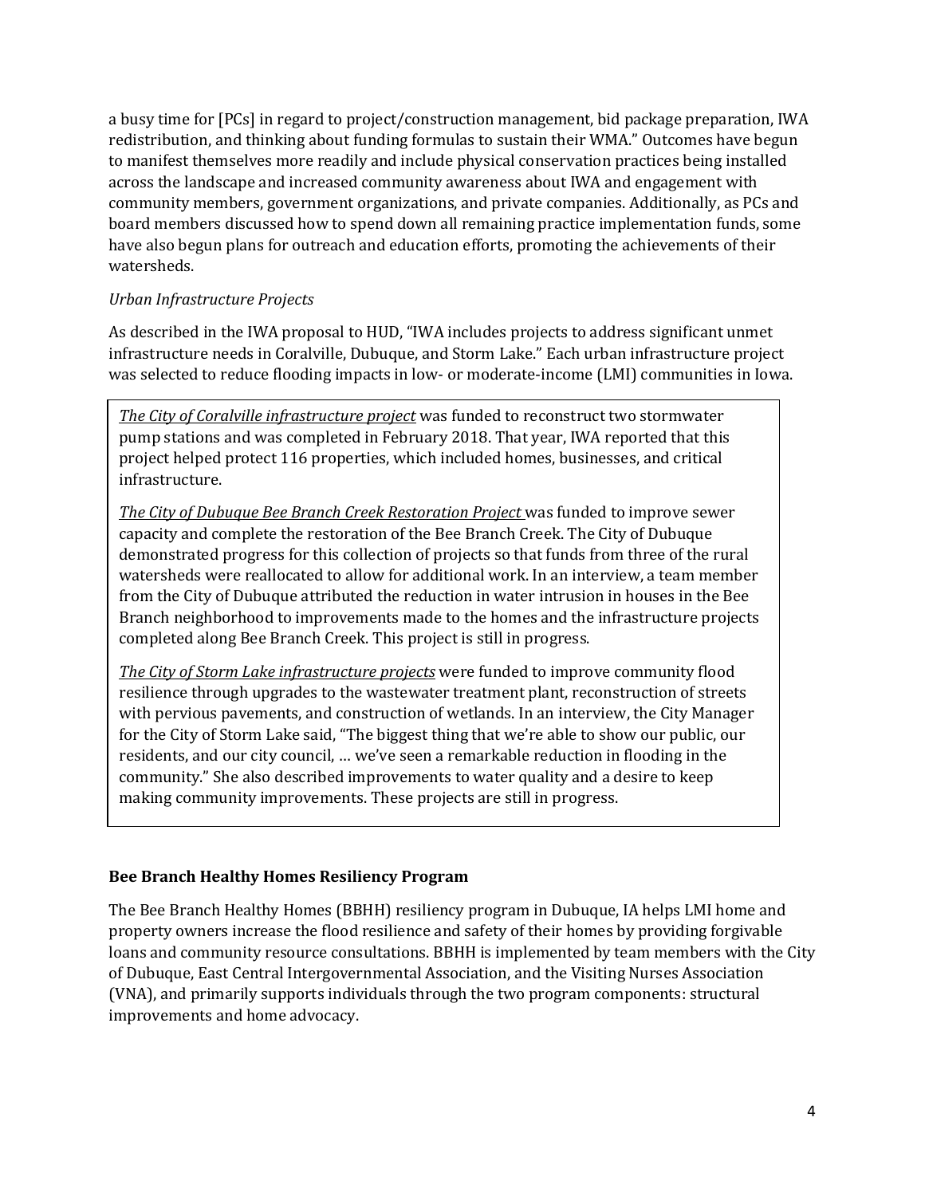a busy time for [PCs] in regard to project/construction management, bid package preparation, IWA redistribution, and thinking about funding formulas to sustain their WMA." Outcomes have begun to manifest themselves more readily and include physical conservation practices being installed across the landscape and increased community awareness about IWA and engagement with community members, government organizations, and private companies. Additionally, as PCs and board members discussed how to spend down all remaining practice implementation funds, some have also begun plans for outreach and education efforts, promoting the achievements of their watersheds.

*Urban Infrastructure Projects*

As described in the IWA proposal to HUD, "IWA includes projects to address significant unmet infrastructure needs in Coralville, Dubuque, and Storm Lake." Each urban infrastructure project was selected to reduce flooding impacts in low- or moderate-income (LMI) communities in Iowa.

*The City of Coralville infrastructure project* was funded to reconstruct two stormwater pump stations and was completed in February 2018. That year, IWA reported that this project helped protect 116 properties, which included homes, businesses, and critical infrastructure.

*The City of Dubuque Bee Branch Creek Restoration Project* was funded to improve sewer capacity and complete the restoration of the Bee Branch Creek. The City of Dubuque demonstrated progress for this collection of projects so that funds from three of the rural watersheds were reallocated to allow for additional work. In an interview, a team member from the City of Dubuque attributed the reduction in water intrusion in houses in the Bee Branch neighborhood to improvements made to the homes and the infrastructure projects completed along Bee Branch Creek. This project is still in progress.

*The City of Storm Lake infrastructure projects* were funded to improve community flood resilience through upgrades to the wastewater treatment plant, reconstruction of streets with pervious pavements, and construction of wetlands. In an interview, the City Manager for the City of Storm Lake said, "The biggest thing that we're able to show our public, our residents, and our city council, … we've seen a remarkable reduction in flooding in the community." She also described improvements to water quality and a desire to keep making community improvements. These projects are still in progress.

### Bee Branch Healthy Homes Resiliency Program

The Bee Branch Healthy Homes (BBHH) resiliency program in Dubuque, IA helps LMI home and property owners increase the flood resilience and safety of their homes by providing forgivable loans and community resource consultations. BBHH is implemented by team members with the City of Dubuque, East Central Intergovernmental Association, and the Visiting Nurses Association (VNA), and primarily supports individuals through the two program components: structural improvements and home advocacy.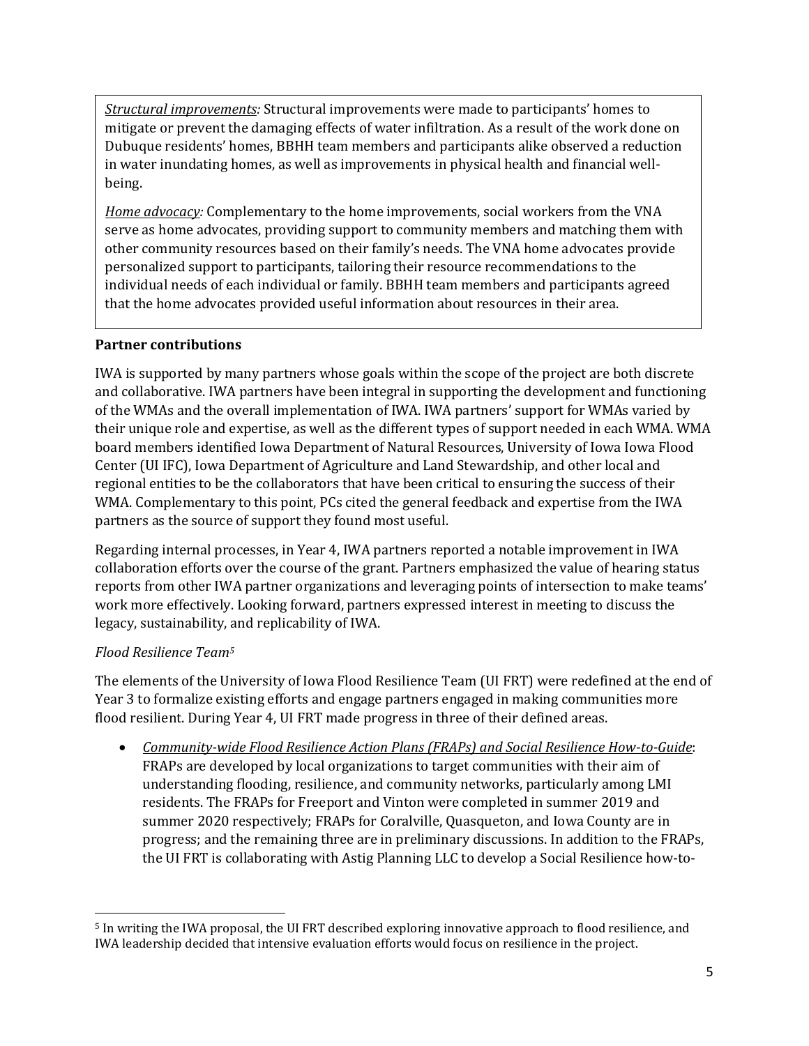*Structural improvements:* Structural improvements were made to participants' homes to mitigate or prevent the damaging effects of water infiltration. As a result of the work done on Dubuque residents' homes, BBHH team members and participants alike observed a reduction in water inundating homes, as well as improvements in physical health and financial well-being.

*Home advocacy:* Complementary to the home improvements, social workers from the VNA serve as home advocates, providing support to community members and matching them with other community resources based on their family's needs. The VNA home advocates provide personalized support to participants, tailoring their resource recommendations to the individual needs of each individual or family. BBHH team members and participants agreed that the home advocates provided useful information about resources in their area.

**Partner contributions**

IWA is supported by many partners whose goals within the scope of the project are both discrete and collaborative. IWA partners have been integral in supporting the development and functioning of the WMAs and the overall implementation of IWA. IWA partners' support for WMAs varied by their unique role and expertise, as well as the different types of support needed in each WMA. WMA board members identified Iowa Department of Natural Resources, University of Iowa Iowa Flood Center (UI IFC), Iowa Department of Agriculture and Land Stewardship, and other local and regional entities to be the collaborators that have been critical to ensuring the success of their WMA. Complementary to this point, PCs cited the general feedback and expertise from the IWA partners as the source of support they found most useful.

Regarding internal processes, in Year 4, IWA partners reported a notable improvement in IWA collaboration efforts over the course of the grant. Partners emphasized the value of hearing status reports from other IWA partner organizations and leveraging points of intersection to make teams' work more effectively. Looking forward, partners expressed interest in meeting to discuss the legacy, sustainability, and replicability of IWA.

*Flood Resilience Team[5]*

The elements of the University of Iowa Flood Resilience Team (UI FRT) were redefined at the end of Year 3 to formalize existing efforts and engage partners engaged in making communities more flood resilient. During Year 4, UI FRT made progress in three of their defined areas.

- *Community-wide Flood Resilience Action Plans (FRAPs) and Social Resilience How-to-Guide*: FRAPs are developed by local organizations to target communities with their aim of understanding flooding, resilience, and community networks, particularly among LMI residents. The FRAPs for Freeport and Vinton were completed in summer 2019 and summer 2020 respectively; FRAPs for Coralville, Quasqueton, and Iowa County are in progress; and the remaining three are in preliminary discussions. In addition to the FRAPs, the UI FRT is collaborating with Astig Planning LLC to develop a Social Resilience how-to-

[5] In writing the IWA proposal, the UI FRT described exploring innovative approach to flood resilience, and IWA leadership decided that intensive evaluation efforts would focus on resilience in the project.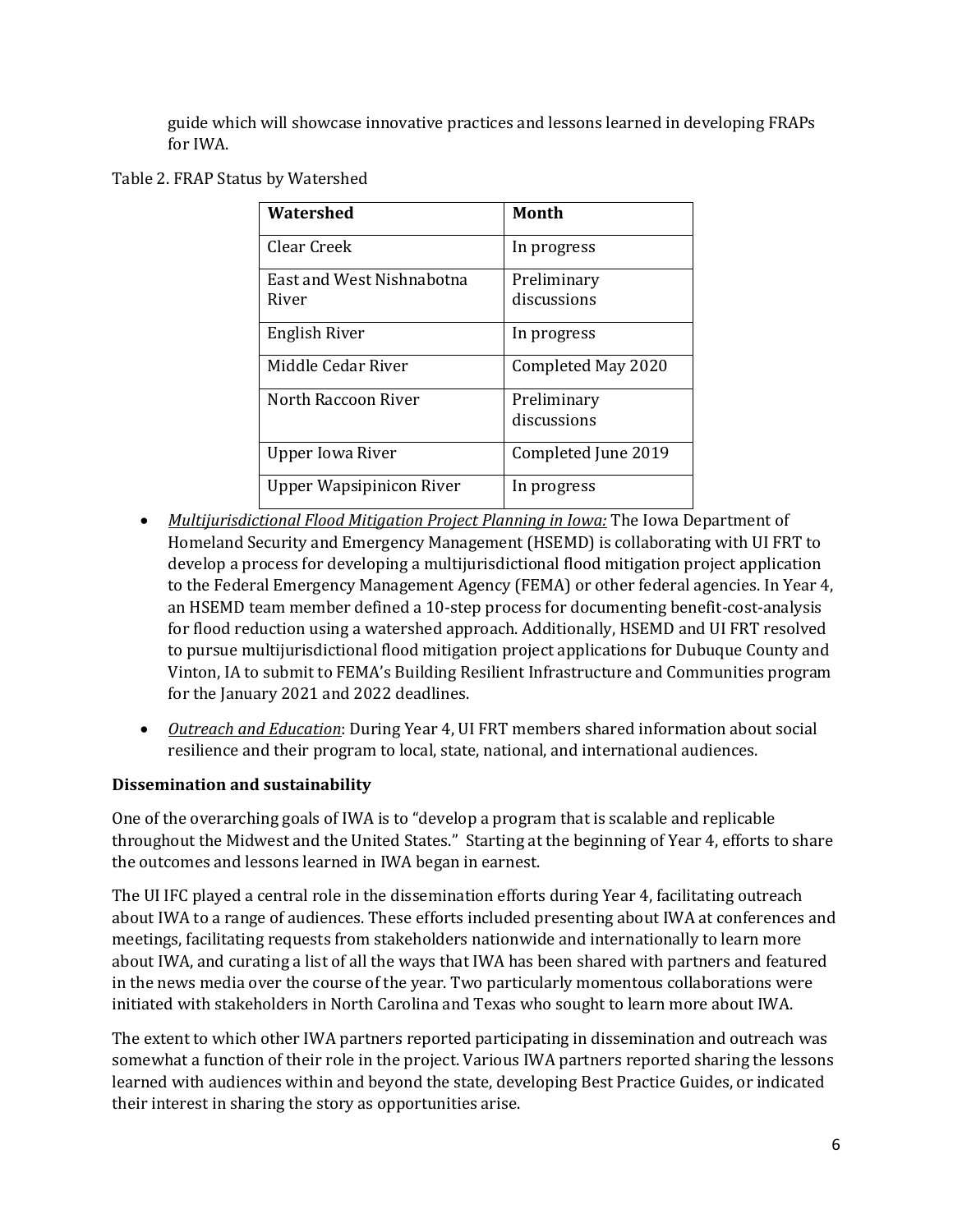guide which will showcase innovative practices and lessons learned in developing FRAPs for IWA.

Table 2. FRAP Status by Watershed

| Watershed | Month |
| --- | --- |
| Clear Creek | In progress |
| East and West Nishnabotna River | Preliminary discussions |
| English River | In progress |
| Middle Cedar River | Completed May 2020 |
| North Raccoon River | Preliminary discussions |
| Upper Iowa River | Completed June 2019 |
| Upper Wapsipinicon River | In progress |

- *Multijurisdictional Flood Mitigation Project Planning in Iowa:* The Iowa Department of Homeland Security and Emergency Management (HSEMD) is collaborating with UI FRT to develop a process for developing a multijurisdictional flood mitigation project application to the Federal Emergency Management Agency (FEMA) or other federal agencies. In Year 4, an HSEMD team member defined a 10-step process for documenting benefit-cost-analysis for flood reduction using a watershed approach. Additionally, HSEMD and UI FRT resolved to pursue multijurisdictional flood mitigation project applications for Dubuque County and Vinton, IA to submit to FEMA's Building Resilient Infrastructure and Communities program for the January 2021 and 2022 deadlines.
- *Outreach and Education*: During Year 4, UI FRT members shared information about social resilience and their program to local, state, national, and international audiences.

**Dissemination and sustainability**

One of the overarching goals of IWA is to "develop a program that is scalable and replicable throughout the Midwest and the United States." Starting at the beginning of Year 4, efforts to share the outcomes and lessons learned in IWA began in earnest.

The UI IFC played a central role in the dissemination efforts during Year 4, facilitating outreach about IWA to a range of audiences. These efforts included presenting about IWA at conferences and meetings, facilitating requests from stakeholders nationwide and internationally to learn more about IWA, and curating a list of all the ways that IWA has been shared with partners and featured in the news media over the course of the year. Two particularly momentous collaborations were initiated with stakeholders in North Carolina and Texas who sought to learn more about IWA.

The extent to which other IWA partners reported participating in dissemination and outreach was somewhat a function of their role in the project. Various IWA partners reported sharing the lessons learned with audiences within and beyond the state, developing Best Practice Guides, or indicated their interest in sharing the story as opportunities arise.